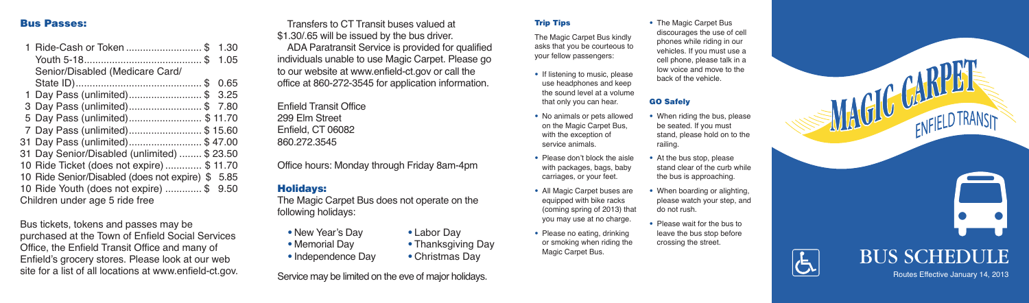## Bus Passes:

| | |
|---|---|
| 1 Ride-Cash or Token | $ 1.30 |
| Youth 5-18 | $ 1.05 |
| Senior/Disabled (Medicare Card/ State ID) | $ 0.65 |
| 1 Day Pass (unlimited) | $ 3.25 |
| 3 Day Pass (unlimited) | $ 7.80 |
| 5 Day Pass (unlimited) | $ 11.70 |
| 7 Day Pass (unlimited) | $ 15.60 |
| 31 Day Pass (unlimited) | $ 47.00 |
| 31 Day Senior/Disabled (unlimited) | $ 23.50 |
| 10 Ride Ticket (does not expire) | $ 11.70 |
| 10 Ride Senior/Disabled (does not expire) | $ 5.85 |
| 10 Ride Youth (does not expire) | $ 9.50 |

Children under age 5 ride free

Bus tickets, tokens and passes may be purchased at the Town of Enfield Social Services Office, the Enfield Transit Office and many of Enfield's grocery stores. Please look at our web site for a list of all locations at www.enfield-ct.gov.

Transfers to CT Transit buses valued at $1.30/.65 will be issued by the bus driver.

ADA Paratransit Service is provided for qualified individuals unable to use Magic Carpet. Please go to our website at www.enfield-ct.gov or call the office at 860-272-3545 for application information.

Enfield Transit Office
299 Elm Street
Enfield, CT 06082
860.272.3545

Office hours: Monday through Friday 8am-4pm

## Holidays:

The Magic Carpet Bus does not operate on the following holidays:

- New Year's Day
- Memorial Day
- Independence Day
- Labor Day
- Thanksgiving Day
- Christmas Day

Service may be limited on the eve of major holidays.

### Trip Tips

The Magic Carpet Bus kindly asks that you be courteous to your fellow passengers:

- If listening to music, please use headphones and keep the sound level at a volume that only you can hear.
- No animals or pets allowed on the Magic Carpet Bus, with the exception of service animals.
- Please don't block the aisle with packages, bags, baby carriages, or your feet.
- All Magic Carpet buses are equipped with bike racks (coming spring of 2013) that you may use at no charge.
- Please no eating, drinking or smoking when riding the Magic Carpet Bus.
- The Magic Carpet Bus discourages the use of cell phones while riding in our vehicles. If you must use a cell phone, please talk in a low voice and move to the back of the vehicle.

### GO Safely

- When riding the bus, please be seated. If you must stand, please hold on to the railing.
- At the bus stop, please stand clear of the curb while the bus is approaching.
- When boarding or alighting, please watch your step, and do not rush.
- Please wait for the bus to leave the bus stop before crossing the street.

MAGIC CARPET
ENFIELD TRANSIT

# BUS SCHEDULE

Routes Effective January 14, 2013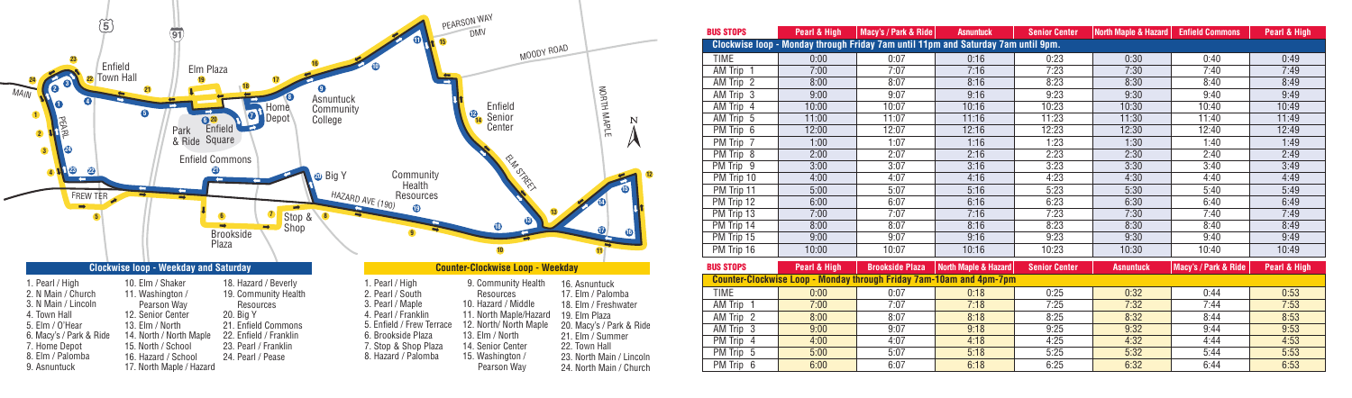## Clockwise loop - Weekday and Saturday

1. Pearl / High
2. N Main / Church
3. N Main / Lincoln
4. Town Hall
5. Elm / O'Hear
6. Macy's / Park & Ride
7. Home Depot
8. Elm / Palomba
9. Asnuntuck
10. Elm / Shaker
11. Washington / Pearson Way
12. Senior Center
13. Elm / North
14. North / North Maple
15. North / School
16. Hazard / School
17. North Maple / Hazard
18. Hazard / Beverly
19. Community Health Resources
20. Big Y
21. Enfield Commons
22. Enfield / Franklin
23. Pearl / Franklin
24. Pearl / Pease

## Counter-Clockwise Loop - Weekday

1. Pearl / High
2. Pearl / South
3. Pearl / Maple
4. Pearl / Franklin
5. Enfield / Frew Terrace
6. Brookside Plaza
7. Stop & Shop Plaza
8. Hazard / Palomba
9. Community Health Resources
10. Hazard / Middle
11. North Maple/Hazard
12. North/ North Maple
13. Elm / North
14. Senior Center
15. Washington / Pearson Way
16. Asnuntuck
17. Elm / Palomba
18. Elm / Freshwater
19. Elm Plaza
20. Macy's / Park & Ride
21. Elm / Summer
22. Town Hall
23. North Main / Lincoln
24. North Main / Church

| BUS STOPS | Pearl & High | Macy's / Park & Ride | Asnuntuck | Senior Center | North Maple & Hazard | Enfield Commons | Pearl & High |
|---|---|---|---|---|---|---|---|
| **Clockwise loop - Monday through Friday 7am until 11pm and Saturday 7am until 9pm.** | | | | | | | |
| TIME | 0:00 | 0:07 | 0:16 | 0:23 | 0:30 | 0:40 | 0:49 |
| AM Trip 1 | 7:00 | 7:07 | 7:16 | 7:23 | 7:30 | 7:40 | 7:49 |
| AM Trip 2 | 8:00 | 8:07 | 8:16 | 8:23 | 8:30 | 8:40 | 8:49 |
| AM Trip 3 | 9:00 | 9:07 | 9:16 | 9:23 | 9:30 | 9:40 | 9:49 |
| AM Trip 4 | 10:00 | 10:07 | 10:16 | 10:23 | 10:30 | 10:40 | 10:49 |
| AM Trip 5 | 11:00 | 11:07 | 11:16 | 11:23 | 11:30 | 11:40 | 11:49 |
| PM Trip 6 | 12:00 | 12:07 | 12:16 | 12:23 | 12:30 | 12:40 | 12:49 |
| PM Trip 7 | 1:00 | 1:07 | 1:16 | 1:23 | 1:30 | 1:40 | 1:49 |
| PM Trip 8 | 2:00 | 2:07 | 2:16 | 2:23 | 2:30 | 2:40 | 2:49 |
| PM Trip 9 | 3:00 | 3:07 | 3:16 | 3:23 | 3:30 | 3:40 | 3:49 |
| PM Trip 10 | 4:00 | 4:07 | 4:16 | 4:23 | 4:30 | 4:40 | 4:49 |
| PM Trip 11 | 5:00 | 5:07 | 5:16 | 5:23 | 5:30 | 5:40 | 5:49 |
| PM Trip 12 | 6:00 | 6:07 | 6:16 | 6:23 | 6:30 | 6:40 | 6:49 |
| PM Trip 13 | 7:00 | 7:07 | 7:16 | 7:23 | 7:30 | 7:40 | 7:49 |
| PM Trip 14 | 8:00 | 8:07 | 8:16 | 8:23 | 8:30 | 8:40 | 8:49 |
| PM Trip 15 | 9:00 | 9:07 | 9:16 | 9:23 | 9:30 | 9:40 | 9:49 |
| PM Trip 16 | 10:00 | 10:07 | 10:16 | 10:23 | 10:30 | 10:40 | 10:49 |

| BUS STOPS | Pearl & High | Brookside Plaza | North Maple & Hazard | Senior Center | Asnuntuck | Macy's / Park & Ride | Pearl & High |
|---|---|---|---|---|---|---|---|
| **Counter-Clockwise Loop - Monday through Friday 7am-10am and 4pm-7pm** | | | | | | | |
| TIME | 0:00 | 0:07 | 0:18 | 0:25 | 0:32 | 0:44 | 0:53 |
| AM Trip 1 | 7:00 | 7:07 | 7:18 | 7:25 | 7:32 | 7:44 | 7:53 |
| AM Trip 2 | 8:00 | 8:07 | 8:18 | 8:25 | 8:32 | 8:44 | 8:53 |
| AM Trip 3 | 9:00 | 9:07 | 9:18 | 9:25 | 9:32 | 9:44 | 9:53 |
| PM Trip 4 | 4:00 | 4:07 | 4:18 | 4:25 | 4:32 | 4:44 | 4:53 |
| PM Trip 5 | 5:00 | 5:07 | 5:18 | 5:25 | 5:32 | 5:44 | 5:53 |
| PM Trip 6 | 6:00 | 6:07 | 6:18 | 6:25 | 6:32 | 6:44 | 6:53 |